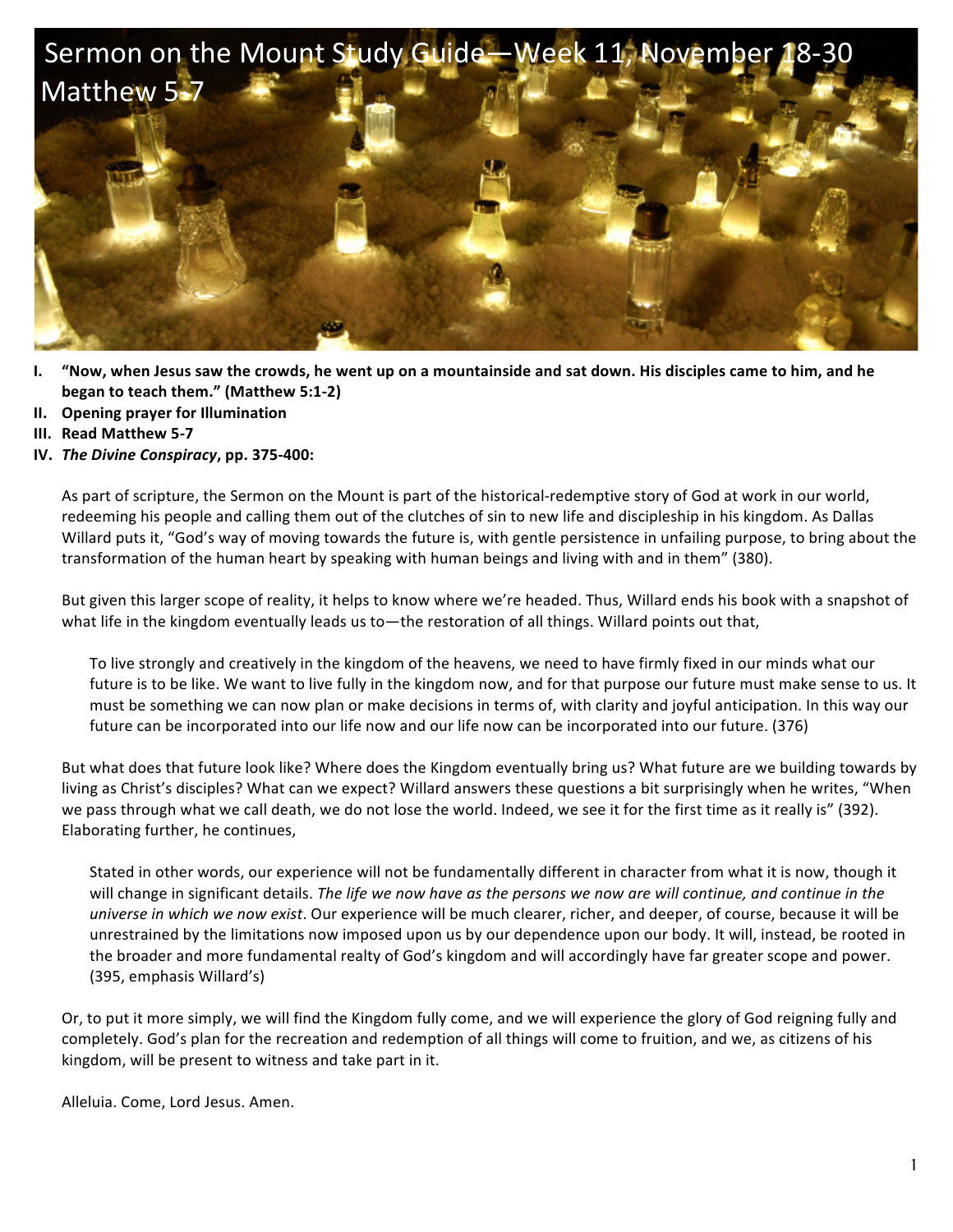# Sermon on the Mount Study Guide—Week 11, November 18-30
## Matthew 5-7

I. **"Now, when Jesus saw the crowds, he went up on a mountainside and sat down. His disciples came to him, and he began to teach them." (Matthew 5:1-2)**

II. **Opening prayer for Illumination**

III. **Read Matthew 5-7**

IV. ***The Divine Conspiracy*, pp. 375-400:**

As part of scripture, the Sermon on the Mount is part of the historical-redemptive story of God at work in our world, redeeming his people and calling them out of the clutches of sin to new life and discipleship in his kingdom. As Dallas Willard puts it, "God's way of moving towards the future is, with gentle persistence in unfailing purpose, to bring about the transformation of the human heart by speaking with human beings and living with and in them" (380).

But given this larger scope of reality, it helps to know where we're headed. Thus, Willard ends his book with a snapshot of what life in the kingdom eventually leads us to—the restoration of all things. Willard points out that,

> To live strongly and creatively in the kingdom of the heavens, we need to have firmly fixed in our minds what our future is to be like. We want to live fully in the kingdom now, and for that purpose our future must make sense to us. It must be something we can now plan or make decisions in terms of, with clarity and joyful anticipation. In this way our future can be incorporated into our life now and our life now can be incorporated into our future. (376)

But what does that future look like? Where does the Kingdom eventually bring us? What future are we building towards by living as Christ's disciples? What can we expect? Willard answers these questions a bit surprisingly when he writes, "When we pass through what we call death, we do not lose the world. Indeed, we see it for the first time as it really is" (392). Elaborating further, he continues,

> Stated in other words, our experience will not be fundamentally different in character from what it is now, though it will change in significant details. *The life we now have as the persons we now are will continue, and continue in the universe in which we now exist*. Our experience will be much clearer, richer, and deeper, of course, because it will be unrestrained by the limitations now imposed upon us by our dependence upon our body. It will, instead, be rooted in the broader and more fundamental realty of God's kingdom and will accordingly have far greater scope and power. (395, emphasis Willard's)

Or, to put it more simply, we will find the Kingdom fully come, and we will experience the glory of God reigning fully and completely. God's plan for the recreation and redemption of all things will come to fruition, and we, as citizens of his kingdom, will be present to witness and take part in it.

Alleluia. Come, Lord Jesus. Amen.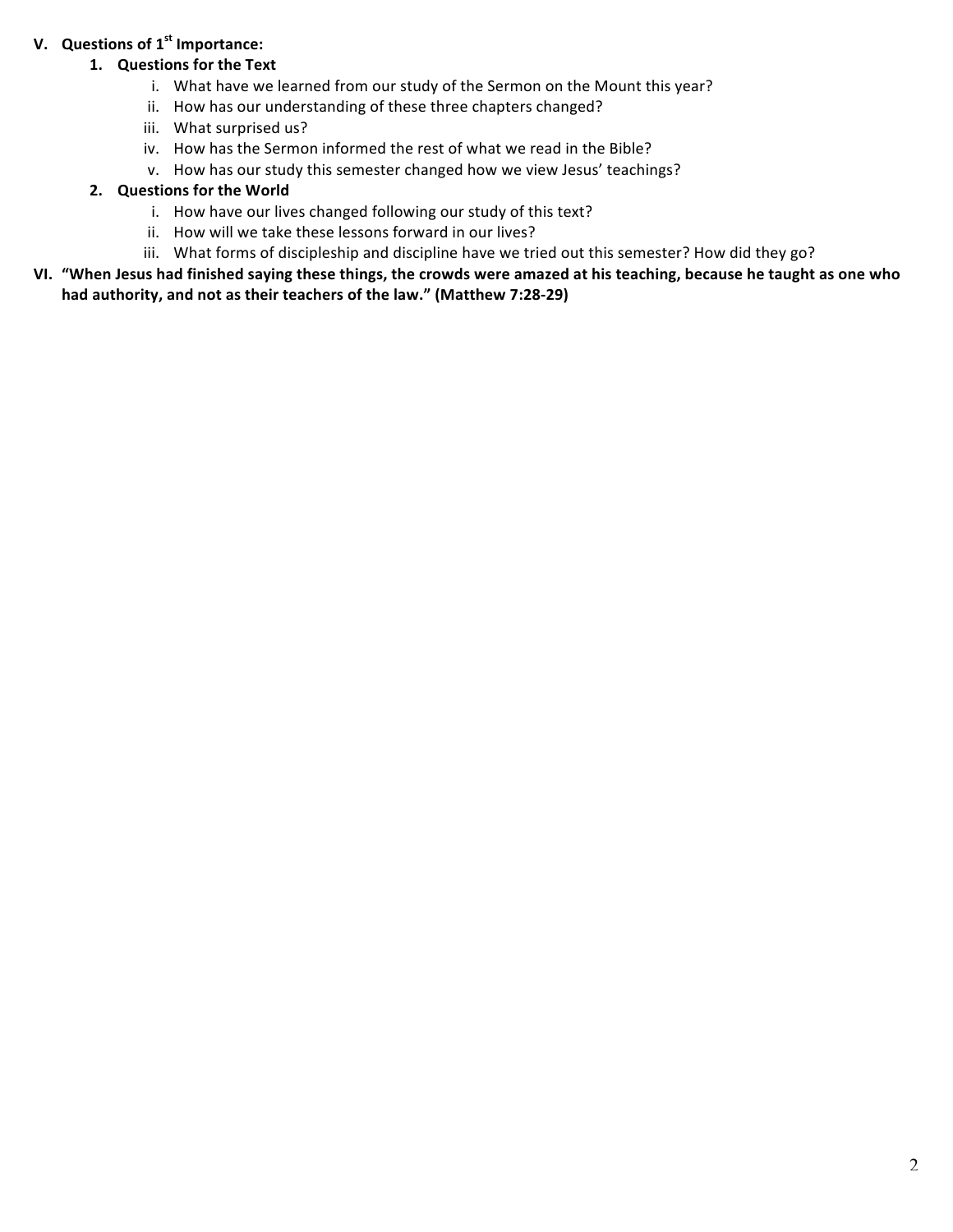**V. Questions of 1st Importance:**

**1. Questions for the Text**

i. What have we learned from our study of the Sermon on the Mount this year?

ii. How has our understanding of these three chapters changed?

iii. What surprised us?

iv. How has the Sermon informed the rest of what we read in the Bible?

v. How has our study this semester changed how we view Jesus' teachings?

**2. Questions for the World**

i. How have our lives changed following our study of this text?

ii. How will we take these lessons forward in our lives?

iii. What forms of discipleship and discipline have we tried out this semester? How did they go?

**VI. "When Jesus had finished saying these things, the crowds were amazed at his teaching, because he taught as one who had authority, and not as their teachers of the law." (Matthew 7:28-29)**